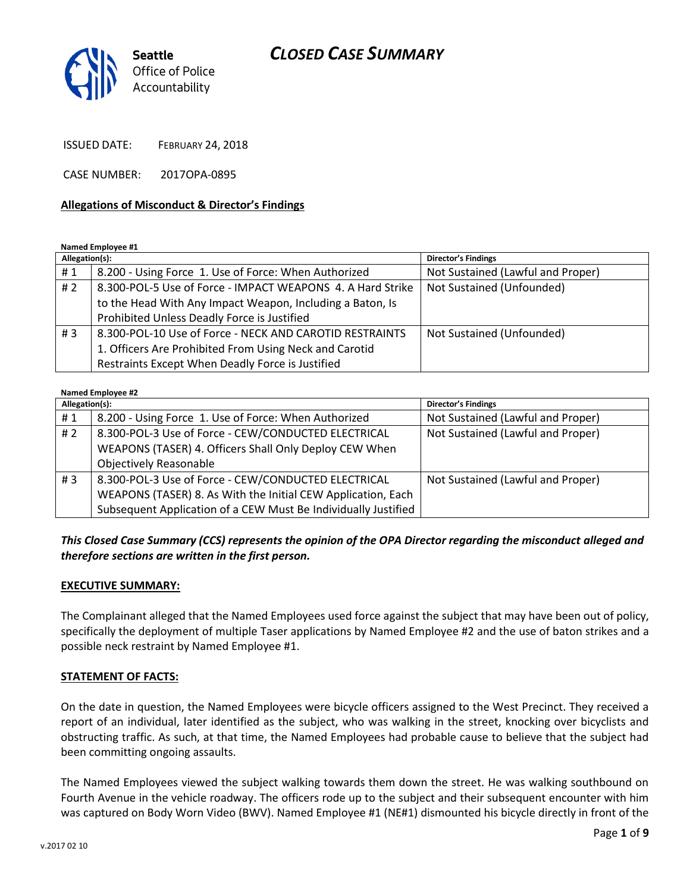# CLOSED CASE SUMMARY

Seattle Office of Police Accountability

ISSUED DATE: FEBRUARY 24, 2018

CASE NUMBER: 2017OPA-0895

**Allegations of Misconduct & Director's Findings**

**Named Employee #1**

| Allegation(s): | | Director's Findings |
|---|---|---|
| # 1 | 8.200 - Using Force 1. Use of Force: When Authorized | Not Sustained (Lawful and Proper) |
| # 2 | 8.300-POL-5 Use of Force - IMPACT WEAPONS 4. A Hard Strike to the Head With Any Impact Weapon, Including a Baton, Is Prohibited Unless Deadly Force is Justified | Not Sustained (Unfounded) |
| # 3 | 8.300-POL-10 Use of Force - NECK AND CAROTID RESTRAINTS 1. Officers Are Prohibited From Using Neck and Carotid Restraints Except When Deadly Force is Justified | Not Sustained (Unfounded) |

**Named Employee #2**

| Allegation(s): | | Director's Findings |
|---|---|---|
| # 1 | 8.200 - Using Force 1. Use of Force: When Authorized | Not Sustained (Lawful and Proper) |
| # 2 | 8.300-POL-3 Use of Force - CEW/CONDUCTED ELECTRICAL WEAPONS (TASER) 4. Officers Shall Only Deploy CEW When Objectively Reasonable | Not Sustained (Lawful and Proper) |
| # 3 | 8.300-POL-3 Use of Force - CEW/CONDUCTED ELECTRICAL WEAPONS (TASER) 8. As With the Initial CEW Application, Each Subsequent Application of a CEW Must Be Individually Justified | Not Sustained (Lawful and Proper) |

***This Closed Case Summary (CCS) represents the opinion of the OPA Director regarding the misconduct alleged and therefore sections are written in the first person.***

**EXECUTIVE SUMMARY:**

The Complainant alleged that the Named Employees used force against the subject that may have been out of policy, specifically the deployment of multiple Taser applications by Named Employee #2 and the use of baton strikes and a possible neck restraint by Named Employee #1.

**STATEMENT OF FACTS:**

On the date in question, the Named Employees were bicycle officers assigned to the West Precinct. They received a report of an individual, later identified as the subject, who was walking in the street, knocking over bicyclists and obstructing traffic. As such, at that time, the Named Employees had probable cause to believe that the subject had been committing ongoing assaults.

The Named Employees viewed the subject walking towards them down the street. He was walking southbound on Fourth Avenue in the vehicle roadway. The officers rode up to the subject and their subsequent encounter with him was captured on Body Worn Video (BWV). Named Employee #1 (NE#1) dismounted his bicycle directly in front of the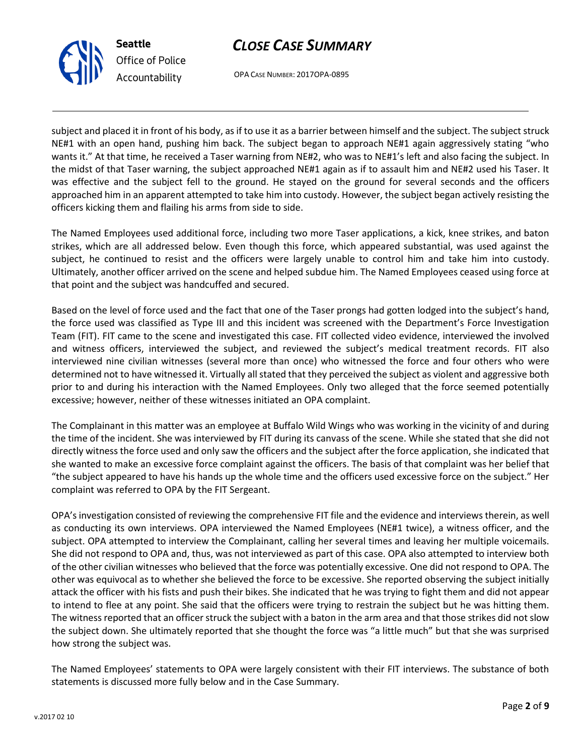subject and placed it in front of his body, as if to use it as a barrier between himself and the subject. The subject struck NE#1 with an open hand, pushing him back. The subject began to approach NE#1 again aggressively stating "who wants it." At that time, he received a Taser warning from NE#2, who was to NE#1's left and also facing the subject. In the midst of that Taser warning, the subject approached NE#1 again as if to assault him and NE#2 used his Taser. It was effective and the subject fell to the ground. He stayed on the ground for several seconds and the officers approached him in an apparent attempted to take him into custody. However, the subject began actively resisting the officers kicking them and flailing his arms from side to side.

The Named Employees used additional force, including two more Taser applications, a kick, knee strikes, and baton strikes, which are all addressed below. Even though this force, which appeared substantial, was used against the subject, he continued to resist and the officers were largely unable to control him and take him into custody. Ultimately, another officer arrived on the scene and helped subdue him. The Named Employees ceased using force at that point and the subject was handcuffed and secured.

Based on the level of force used and the fact that one of the Taser prongs had gotten lodged into the subject's hand, the force used was classified as Type III and this incident was screened with the Department's Force Investigation Team (FIT). FIT came to the scene and investigated this case. FIT collected video evidence, interviewed the involved and witness officers, interviewed the subject, and reviewed the subject's medical treatment records. FIT also interviewed nine civilian witnesses (several more than once) who witnessed the force and four others who were determined not to have witnessed it. Virtually all stated that they perceived the subject as violent and aggressive both prior to and during his interaction with the Named Employees. Only two alleged that the force seemed potentially excessive; however, neither of these witnesses initiated an OPA complaint.

The Complainant in this matter was an employee at Buffalo Wild Wings who was working in the vicinity of and during the time of the incident. She was interviewed by FIT during its canvass of the scene. While she stated that she did not directly witness the force used and only saw the officers and the subject after the force application, she indicated that she wanted to make an excessive force complaint against the officers. The basis of that complaint was her belief that "the subject appeared to have his hands up the whole time and the officers used excessive force on the subject." Her complaint was referred to OPA by the FIT Sergeant.

OPA's investigation consisted of reviewing the comprehensive FIT file and the evidence and interviews therein, as well as conducting its own interviews. OPA interviewed the Named Employees (NE#1 twice), a witness officer, and the subject. OPA attempted to interview the Complainant, calling her several times and leaving her multiple voicemails. She did not respond to OPA and, thus, was not interviewed as part of this case. OPA also attempted to interview both of the other civilian witnesses who believed that the force was potentially excessive. One did not respond to OPA. The other was equivocal as to whether she believed the force to be excessive. She reported observing the subject initially attack the officer with his fists and push their bikes. She indicated that he was trying to fight them and did not appear to intend to flee at any point. She said that the officers were trying to restrain the subject but he was hitting them. The witness reported that an officer struck the subject with a baton in the arm area and that those strikes did not slow the subject down. She ultimately reported that she thought the force was "a little much" but that she was surprised how strong the subject was.

The Named Employees' statements to OPA were largely consistent with their FIT interviews. The substance of both statements is discussed more fully below and in the Case Summary.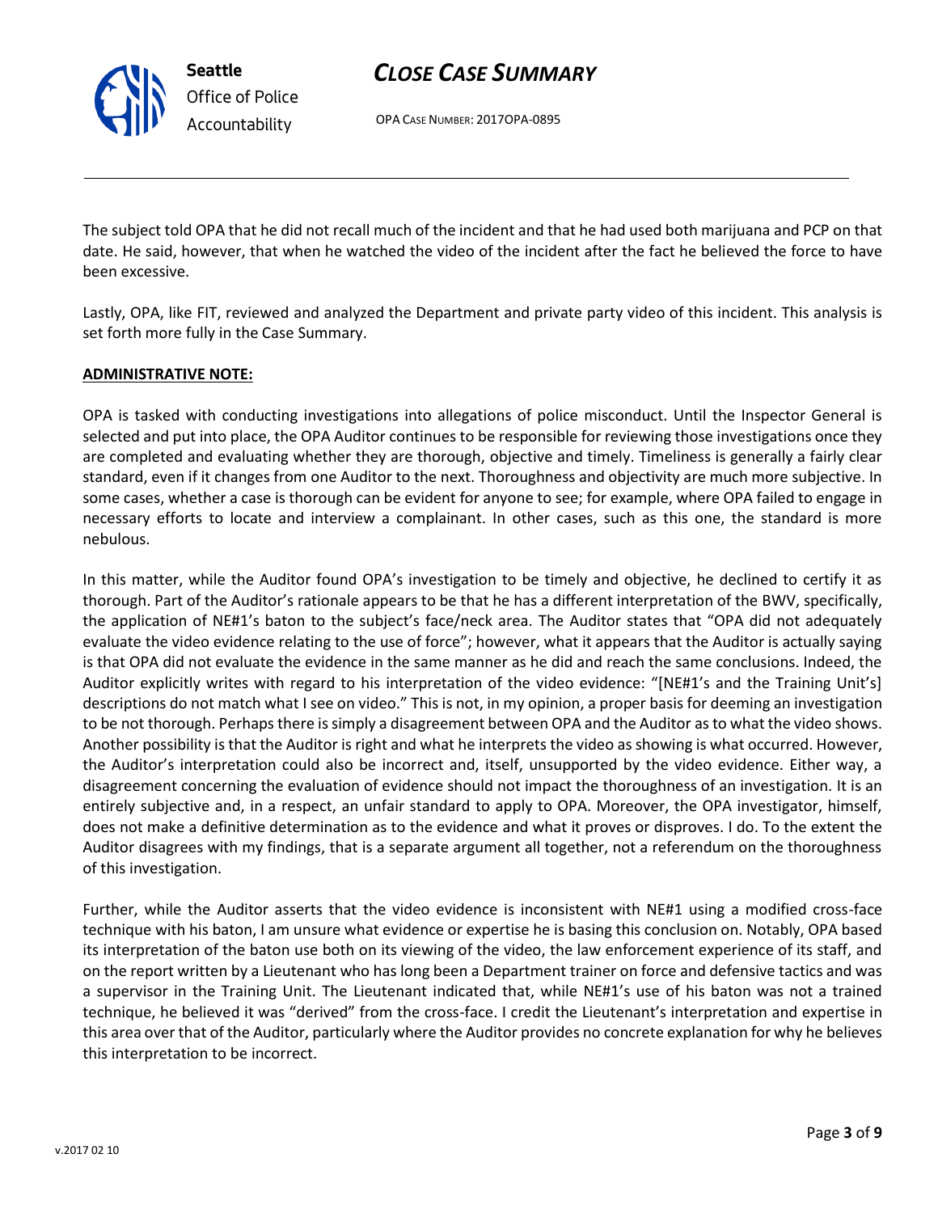The subject told OPA that he did not recall much of the incident and that he had used both marijuana and PCP on that date. He said, however, that when he watched the video of the incident after the fact he believed the force to have been excessive.

Lastly, OPA, like FIT, reviewed and analyzed the Department and private party video of this incident. This analysis is set forth more fully in the Case Summary.

**ADMINISTRATIVE NOTE:**

OPA is tasked with conducting investigations into allegations of police misconduct. Until the Inspector General is selected and put into place, the OPA Auditor continues to be responsible for reviewing those investigations once they are completed and evaluating whether they are thorough, objective and timely. Timeliness is generally a fairly clear standard, even if it changes from one Auditor to the next. Thoroughness and objectivity are much more subjective. In some cases, whether a case is thorough can be evident for anyone to see; for example, where OPA failed to engage in necessary efforts to locate and interview a complainant. In other cases, such as this one, the standard is more nebulous.

In this matter, while the Auditor found OPA's investigation to be timely and objective, he declined to certify it as thorough. Part of the Auditor's rationale appears to be that he has a different interpretation of the BWV, specifically, the application of NE#1's baton to the subject's face/neck area. The Auditor states that "OPA did not adequately evaluate the video evidence relating to the use of force"; however, what it appears that the Auditor is actually saying is that OPA did not evaluate the evidence in the same manner as he did and reach the same conclusions. Indeed, the Auditor explicitly writes with regard to his interpretation of the video evidence: "[NE#1's and the Training Unit's] descriptions do not match what I see on video." This is not, in my opinion, a proper basis for deeming an investigation to be not thorough. Perhaps there is simply a disagreement between OPA and the Auditor as to what the video shows. Another possibility is that the Auditor is right and what he interprets the video as showing is what occurred. However, the Auditor's interpretation could also be incorrect and, itself, unsupported by the video evidence. Either way, a disagreement concerning the evaluation of evidence should not impact the thoroughness of an investigation. It is an entirely subjective and, in a respect, an unfair standard to apply to OPA. Moreover, the OPA investigator, himself, does not make a definitive determination as to the evidence and what it proves or disproves. I do. To the extent the Auditor disagrees with my findings, that is a separate argument all together, not a referendum on the thoroughness of this investigation.

Further, while the Auditor asserts that the video evidence is inconsistent with NE#1 using a modified cross-face technique with his baton, I am unsure what evidence or expertise he is basing this conclusion on. Notably, OPA based its interpretation of the baton use both on its viewing of the video, the law enforcement experience of its staff, and on the report written by a Lieutenant who has long been a Department trainer on force and defensive tactics and was a supervisor in the Training Unit. The Lieutenant indicated that, while NE#1's use of his baton was not a trained technique, he believed it was "derived" from the cross-face. I credit the Lieutenant's interpretation and expertise in this area over that of the Auditor, particularly where the Auditor provides no concrete explanation for why he believes this interpretation to be incorrect.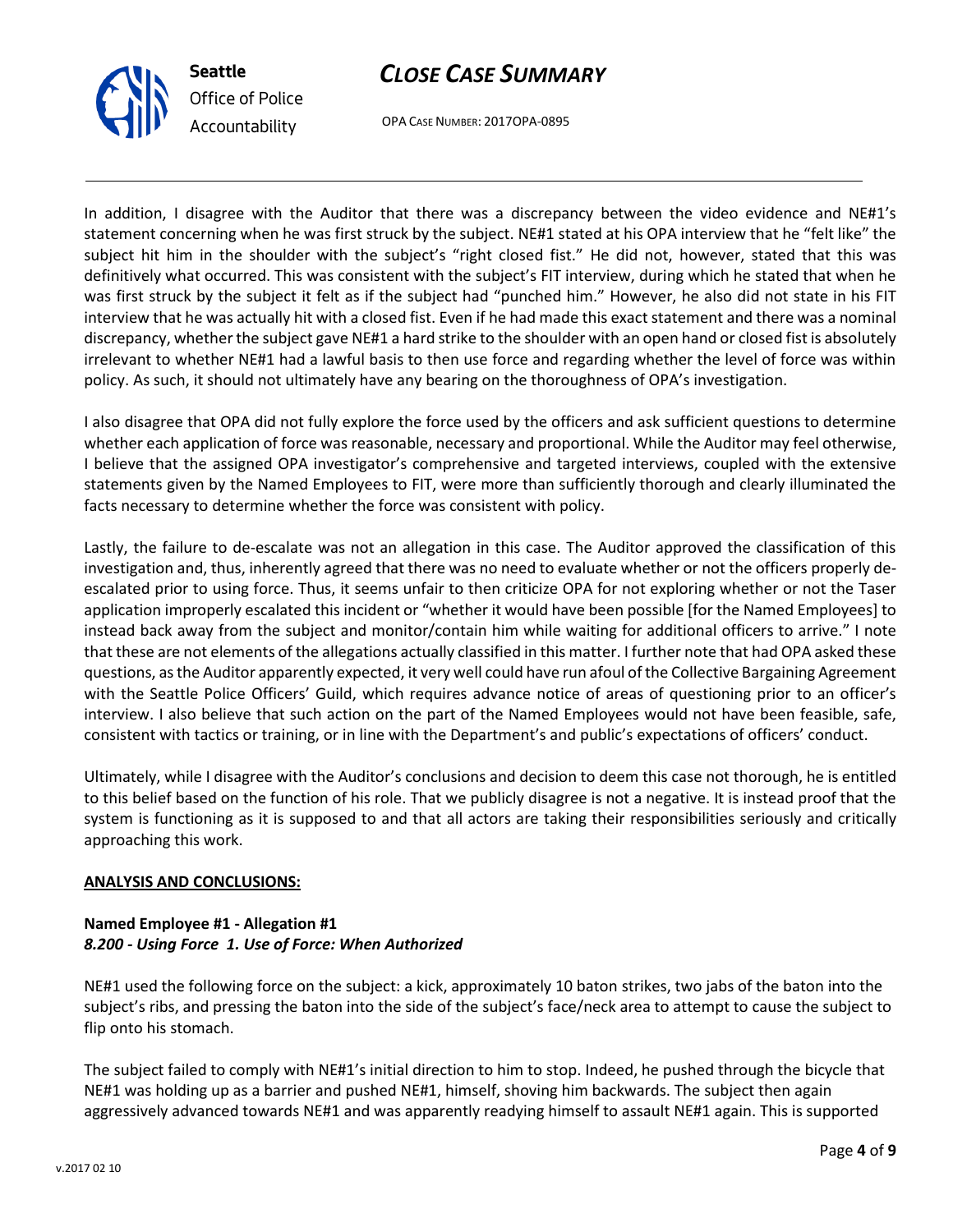In addition, I disagree with the Auditor that there was a discrepancy between the video evidence and NE#1's statement concerning when he was first struck by the subject. NE#1 stated at his OPA interview that he "felt like" the subject hit him in the shoulder with the subject's "right closed fist." He did not, however, stated that this was definitively what occurred. This was consistent with the subject's FIT interview, during which he stated that when he was first struck by the subject it felt as if the subject had "punched him." However, he also did not state in his FIT interview that he was actually hit with a closed fist. Even if he had made this exact statement and there was a nominal discrepancy, whether the subject gave NE#1 a hard strike to the shoulder with an open hand or closed fist is absolutely irrelevant to whether NE#1 had a lawful basis to then use force and regarding whether the level of force was within policy. As such, it should not ultimately have any bearing on the thoroughness of OPA's investigation.

I also disagree that OPA did not fully explore the force used by the officers and ask sufficient questions to determine whether each application of force was reasonable, necessary and proportional. While the Auditor may feel otherwise, I believe that the assigned OPA investigator's comprehensive and targeted interviews, coupled with the extensive statements given by the Named Employees to FIT, were more than sufficiently thorough and clearly illuminated the facts necessary to determine whether the force was consistent with policy.

Lastly, the failure to de-escalate was not an allegation in this case. The Auditor approved the classification of this investigation and, thus, inherently agreed that there was no need to evaluate whether or not the officers properly de-escalated prior to using force. Thus, it seems unfair to then criticize OPA for not exploring whether or not the Taser application improperly escalated this incident or "whether it would have been possible [for the Named Employees] to instead back away from the subject and monitor/contain him while waiting for additional officers to arrive." I note that these are not elements of the allegations actually classified in this matter. I further note that had OPA asked these questions, as the Auditor apparently expected, it very well could have run afoul of the Collective Bargaining Agreement with the Seattle Police Officers' Guild, which requires advance notice of areas of questioning prior to an officer's interview. I also believe that such action on the part of the Named Employees would not have been feasible, safe, consistent with tactics or training, or in line with the Department's and public's expectations of officers' conduct.

Ultimately, while I disagree with the Auditor's conclusions and decision to deem this case not thorough, he is entitled to this belief based on the function of his role. That we publicly disagree is not a negative. It is instead proof that the system is functioning as it is supposed to and that all actors are taking their responsibilities seriously and critically approaching this work.

**ANALYSIS AND CONCLUSIONS:**

**Named Employee #1 - Allegation #1**
***8.200 - Using Force 1. Use of Force: When Authorized***

NE#1 used the following force on the subject: a kick, approximately 10 baton strikes, two jabs of the baton into the subject's ribs, and pressing the baton into the side of the subject's face/neck area to attempt to cause the subject to flip onto his stomach.

The subject failed to comply with NE#1's initial direction to him to stop. Indeed, he pushed through the bicycle that NE#1 was holding up as a barrier and pushed NE#1, himself, shoving him backwards. The subject then again aggressively advanced towards NE#1 and was apparently readying himself to assault NE#1 again. This is supported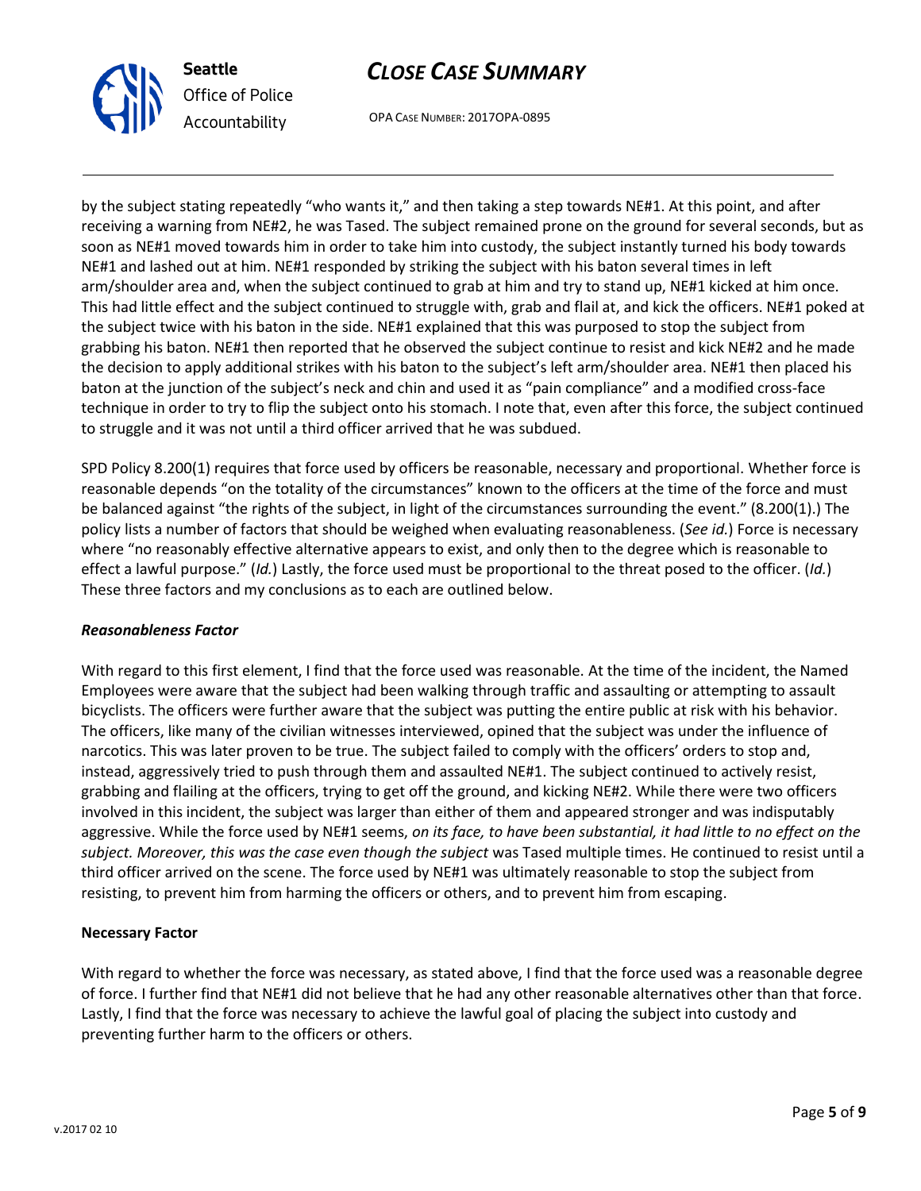by the subject stating repeatedly "who wants it," and then taking a step towards NE#1. At this point, and after receiving a warning from NE#2, he was Tased. The subject remained prone on the ground for several seconds, but as soon as NE#1 moved towards him in order to take him into custody, the subject instantly turned his body towards NE#1 and lashed out at him. NE#1 responded by striking the subject with his baton several times in left arm/shoulder area and, when the subject continued to grab at him and try to stand up, NE#1 kicked at him once. This had little effect and the subject continued to struggle with, grab and flail at, and kick the officers. NE#1 poked at the subject twice with his baton in the side. NE#1 explained that this was purposed to stop the subject from grabbing his baton. NE#1 then reported that he observed the subject continue to resist and kick NE#2 and he made the decision to apply additional strikes with his baton to the subject's left arm/shoulder area. NE#1 then placed his baton at the junction of the subject's neck and chin and used it as "pain compliance" and a modified cross-face technique in order to try to flip the subject onto his stomach. I note that, even after this force, the subject continued to struggle and it was not until a third officer arrived that he was subdued.

SPD Policy 8.200(1) requires that force used by officers be reasonable, necessary and proportional. Whether force is reasonable depends "on the totality of the circumstances" known to the officers at the time of the force and must be balanced against "the rights of the subject, in light of the circumstances surrounding the event." (8.200(1).) The policy lists a number of factors that should be weighed when evaluating reasonableness. (*See id.*) Force is necessary where "no reasonably effective alternative appears to exist, and only then to the degree which is reasonable to effect a lawful purpose." (*Id.*) Lastly, the force used must be proportional to the threat posed to the officer. (*Id.*) These three factors and my conclusions as to each are outlined below.

***Reasonableness Factor***

With regard to this first element, I find that the force used was reasonable. At the time of the incident, the Named Employees were aware that the subject had been walking through traffic and assaulting or attempting to assault bicyclists. The officers were further aware that the subject was putting the entire public at risk with his behavior. The officers, like many of the civilian witnesses interviewed, opined that the subject was under the influence of narcotics. This was later proven to be true. The subject failed to comply with the officers' orders to stop and, instead, aggressively tried to push through them and assaulted NE#1. The subject continued to actively resist, grabbing and flailing at the officers, trying to get off the ground, and kicking NE#2. While there were two officers involved in this incident, the subject was larger than either of them and appeared stronger and was indisputably aggressive. While the force used by NE#1 seems, *on its face, to have been substantial, it had little to no effect on the subject. Moreover, this was the case even though the subject* was Tased multiple times. He continued to resist until a third officer arrived on the scene. The force used by NE#1 was ultimately reasonable to stop the subject from resisting, to prevent him from harming the officers or others, and to prevent him from escaping.

**Necessary Factor**

With regard to whether the force was necessary, as stated above, I find that the force used was a reasonable degree of force. I further find that NE#1 did not believe that he had any other reasonable alternatives other than that force. Lastly, I find that the force was necessary to achieve the lawful goal of placing the subject into custody and preventing further harm to the officers or others.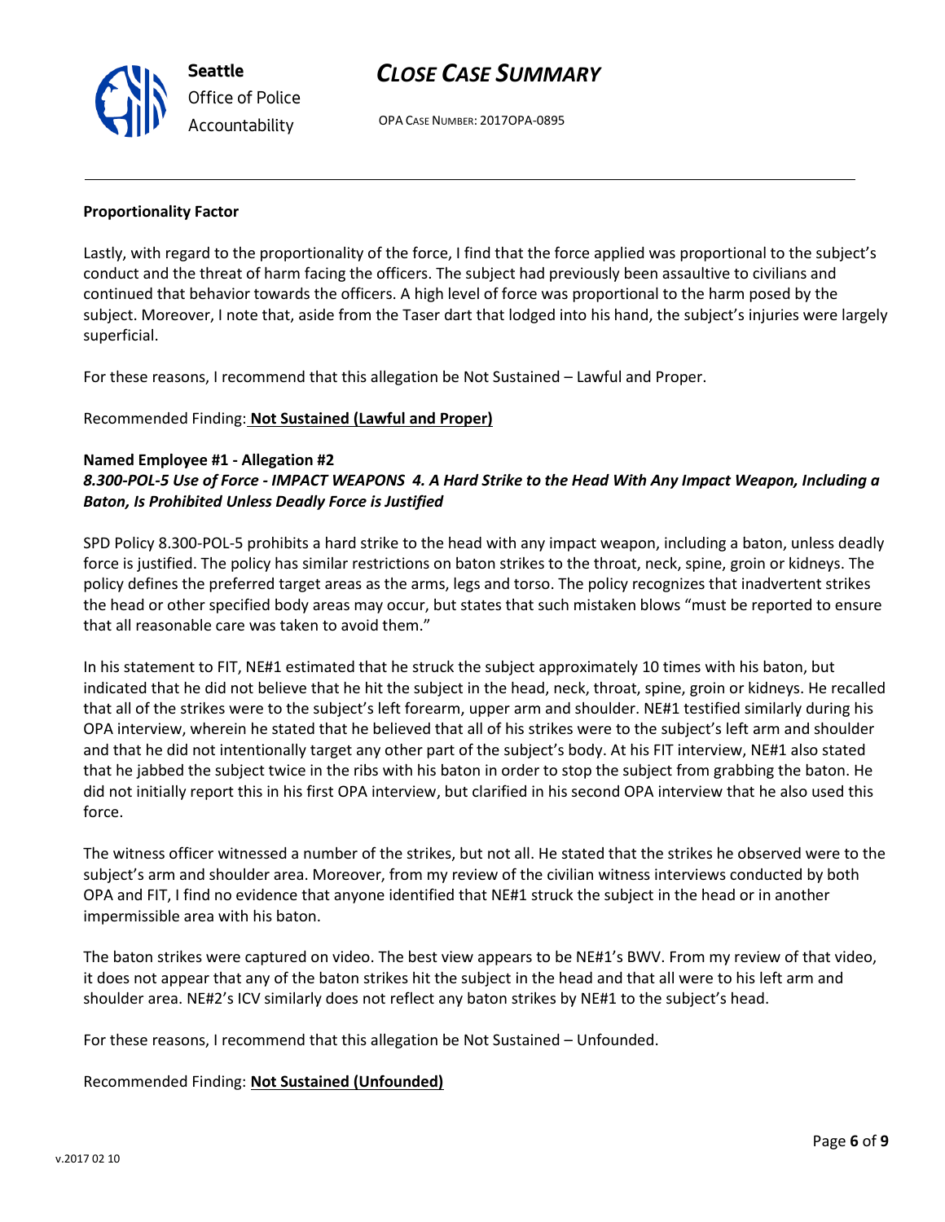**Proportionality Factor**

Lastly, with regard to the proportionality of the force, I find that the force applied was proportional to the subject's conduct and the threat of harm facing the officers. The subject had previously been assaultive to civilians and continued that behavior towards the officers. A high level of force was proportional to the harm posed by the subject. Moreover, I note that, aside from the Taser dart that lodged into his hand, the subject's injuries were largely superficial.

For these reasons, I recommend that this allegation be Not Sustained – Lawful and Proper.

Recommended Finding: **Not Sustained (Lawful and Proper)**

**Named Employee #1 - Allegation #2**
***8.300-POL-5 Use of Force - IMPACT WEAPONS 4. A Hard Strike to the Head With Any Impact Weapon, Including a Baton, Is Prohibited Unless Deadly Force is Justified***

SPD Policy 8.300-POL-5 prohibits a hard strike to the head with any impact weapon, including a baton, unless deadly force is justified. The policy has similar restrictions on baton strikes to the throat, neck, spine, groin or kidneys. The policy defines the preferred target areas as the arms, legs and torso. The policy recognizes that inadvertent strikes the head or other specified body areas may occur, but states that such mistaken blows "must be reported to ensure that all reasonable care was taken to avoid them."

In his statement to FIT, NE#1 estimated that he struck the subject approximately 10 times with his baton, but indicated that he did not believe that he hit the subject in the head, neck, throat, spine, groin or kidneys. He recalled that all of the strikes were to the subject's left forearm, upper arm and shoulder. NE#1 testified similarly during his OPA interview, wherein he stated that he believed that all of his strikes were to the subject's left arm and shoulder and that he did not intentionally target any other part of the subject's body. At his FIT interview, NE#1 also stated that he jabbed the subject twice in the ribs with his baton in order to stop the subject from grabbing the baton. He did not initially report this in his first OPA interview, but clarified in his second OPA interview that he also used this force.

The witness officer witnessed a number of the strikes, but not all. He stated that the strikes he observed were to the subject's arm and shoulder area. Moreover, from my review of the civilian witness interviews conducted by both OPA and FIT, I find no evidence that anyone identified that NE#1 struck the subject in the head or in another impermissible area with his baton.

The baton strikes were captured on video. The best view appears to be NE#1's BWV. From my review of that video, it does not appear that any of the baton strikes hit the subject in the head and that all were to his left arm and shoulder area. NE#2's ICV similarly does not reflect any baton strikes by NE#1 to the subject's head.

For these reasons, I recommend that this allegation be Not Sustained – Unfounded.

Recommended Finding: **Not Sustained (Unfounded)**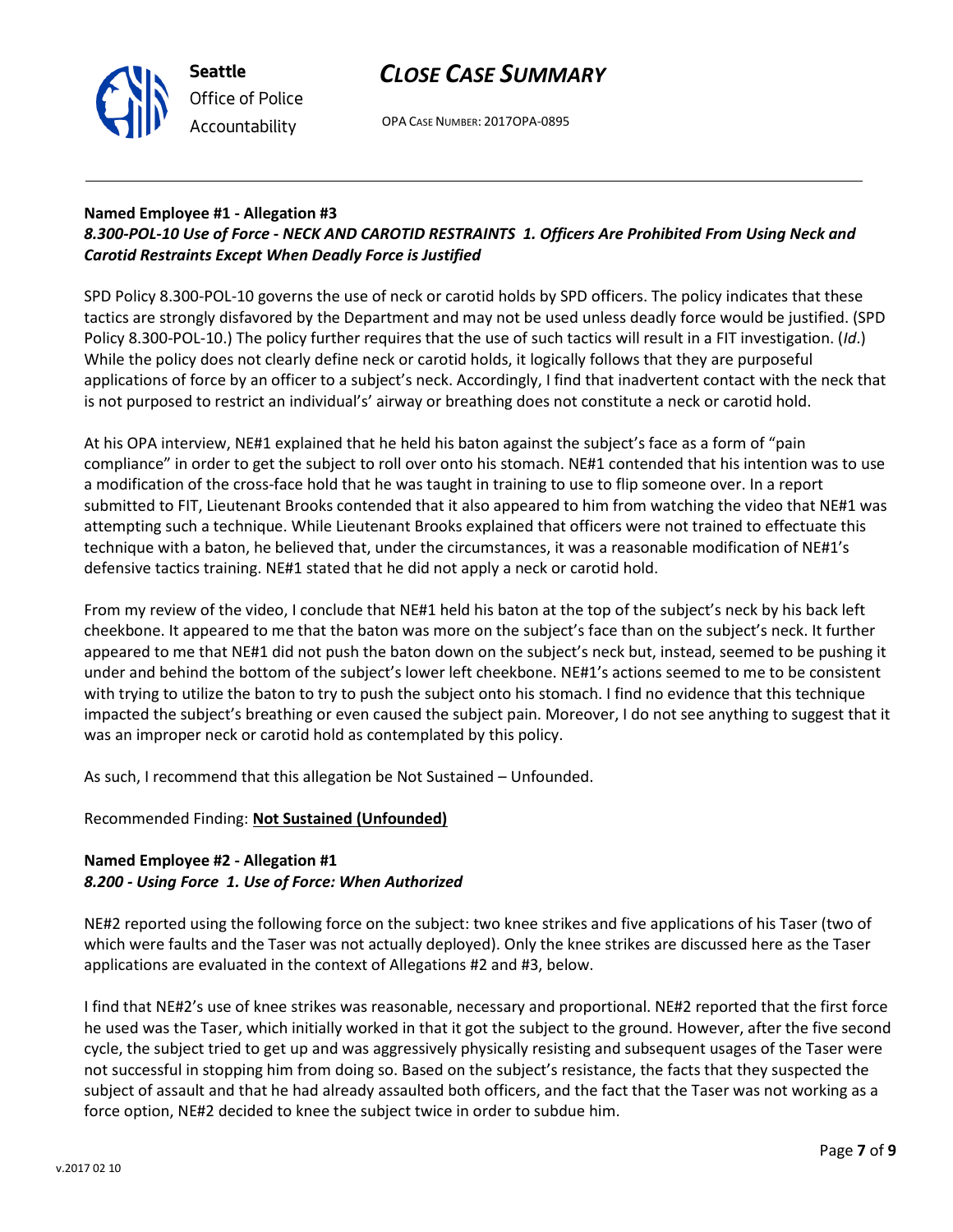**Named Employee #1 - Allegation #3**
***8.300-POL-10 Use of Force - NECK AND CAROTID RESTRAINTS 1. Officers Are Prohibited From Using Neck and Carotid Restraints Except When Deadly Force is Justified***

SPD Policy 8.300-POL-10 governs the use of neck or carotid holds by SPD officers. The policy indicates that these tactics are strongly disfavored by the Department and may not be used unless deadly force would be justified. (SPD Policy 8.300-POL-10.) The policy further requires that the use of such tactics will result in a FIT investigation. (*Id*.) While the policy does not clearly define neck or carotid holds, it logically follows that they are purposeful applications of force by an officer to a subject's neck. Accordingly, I find that inadvertent contact with the neck that is not purposed to restrict an individual's' airway or breathing does not constitute a neck or carotid hold.

At his OPA interview, NE#1 explained that he held his baton against the subject's face as a form of "pain compliance" in order to get the subject to roll over onto his stomach. NE#1 contended that his intention was to use a modification of the cross-face hold that he was taught in training to use to flip someone over. In a report submitted to FIT, Lieutenant Brooks contended that it also appeared to him from watching the video that NE#1 was attempting such a technique. While Lieutenant Brooks explained that officers were not trained to effectuate this technique with a baton, he believed that, under the circumstances, it was a reasonable modification of NE#1's defensive tactics training. NE#1 stated that he did not apply a neck or carotid hold.

From my review of the video, I conclude that NE#1 held his baton at the top of the subject's neck by his back left cheekbone. It appeared to me that the baton was more on the subject's face than on the subject's neck. It further appeared to me that NE#1 did not push the baton down on the subject's neck but, instead, seemed to be pushing it under and behind the bottom of the subject's lower left cheekbone. NE#1's actions seemed to me to be consistent with trying to utilize the baton to try to push the subject onto his stomach. I find no evidence that this technique impacted the subject's breathing or even caused the subject pain. Moreover, I do not see anything to suggest that it was an improper neck or carotid hold as contemplated by this policy.

As such, I recommend that this allegation be Not Sustained – Unfounded.

Recommended Finding: **Not Sustained (Unfounded)**

**Named Employee #2 - Allegation #1**
***8.200 - Using Force 1. Use of Force: When Authorized***

NE#2 reported using the following force on the subject: two knee strikes and five applications of his Taser (two of which were faults and the Taser was not actually deployed). Only the knee strikes are discussed here as the Taser applications are evaluated in the context of Allegations #2 and #3, below.

I find that NE#2's use of knee strikes was reasonable, necessary and proportional. NE#2 reported that the first force he used was the Taser, which initially worked in that it got the subject to the ground. However, after the five second cycle, the subject tried to get up and was aggressively physically resisting and subsequent usages of the Taser were not successful in stopping him from doing so. Based on the subject's resistance, the facts that they suspected the subject of assault and that he had already assaulted both officers, and the fact that the Taser was not working as a force option, NE#2 decided to knee the subject twice in order to subdue him.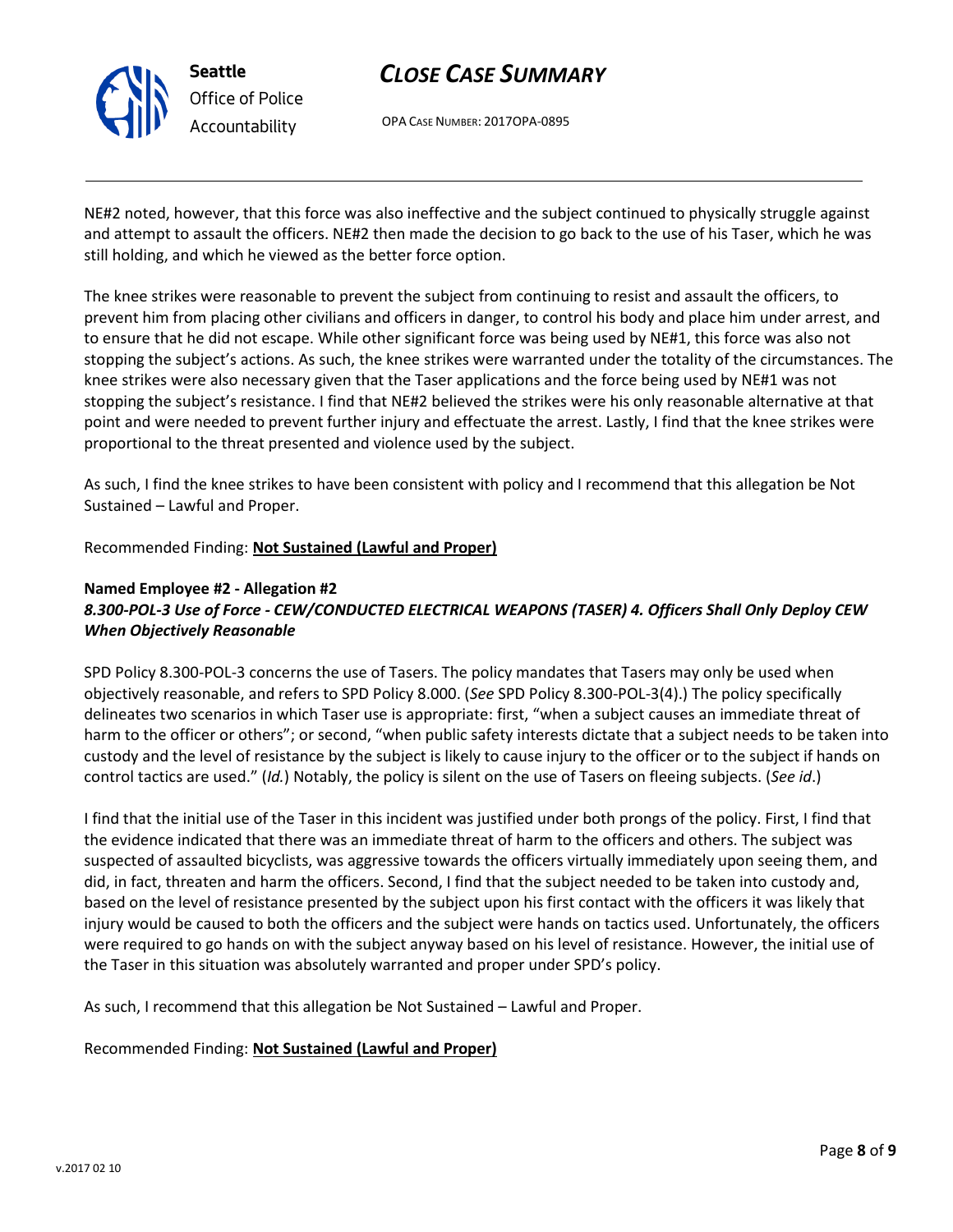NE#2 noted, however, that this force was also ineffective and the subject continued to physically struggle against and attempt to assault the officers. NE#2 then made the decision to go back to the use of his Taser, which he was still holding, and which he viewed as the better force option.

The knee strikes were reasonable to prevent the subject from continuing to resist and assault the officers, to prevent him from placing other civilians and officers in danger, to control his body and place him under arrest, and to ensure that he did not escape. While other significant force was being used by NE#1, this force was also not stopping the subject's actions. As such, the knee strikes were warranted under the totality of the circumstances. The knee strikes were also necessary given that the Taser applications and the force being used by NE#1 was not stopping the subject's resistance. I find that NE#2 believed the strikes were his only reasonable alternative at that point and were needed to prevent further injury and effectuate the arrest. Lastly, I find that the knee strikes were proportional to the threat presented and violence used by the subject.

As such, I find the knee strikes to have been consistent with policy and I recommend that this allegation be Not Sustained – Lawful and Proper.

Recommended Finding: **Not Sustained (Lawful and Proper)**

**Named Employee #2 - Allegation #2**
***8.300-POL-3 Use of Force - CEW/CONDUCTED ELECTRICAL WEAPONS (TASER) 4. Officers Shall Only Deploy CEW When Objectively Reasonable***

SPD Policy 8.300-POL-3 concerns the use of Tasers. The policy mandates that Tasers may only be used when objectively reasonable, and refers to SPD Policy 8.000. (*See* SPD Policy 8.300-POL-3(4).) The policy specifically delineates two scenarios in which Taser use is appropriate: first, "when a subject causes an immediate threat of harm to the officer or others"; or second, "when public safety interests dictate that a subject needs to be taken into custody and the level of resistance by the subject is likely to cause injury to the officer or to the subject if hands on control tactics are used." (*Id.*) Notably, the policy is silent on the use of Tasers on fleeing subjects. (*See id*.)

I find that the initial use of the Taser in this incident was justified under both prongs of the policy. First, I find that the evidence indicated that there was an immediate threat of harm to the officers and others. The subject was suspected of assaulted bicyclists, was aggressive towards the officers virtually immediately upon seeing them, and did, in fact, threaten and harm the officers. Second, I find that the subject needed to be taken into custody and, based on the level of resistance presented by the subject upon his first contact with the officers it was likely that injury would be caused to both the officers and the subject were hands on tactics used. Unfortunately, the officers were required to go hands on with the subject anyway based on his level of resistance. However, the initial use of the Taser in this situation was absolutely warranted and proper under SPD's policy.

As such, I recommend that this allegation be Not Sustained – Lawful and Proper.

Recommended Finding: **Not Sustained (Lawful and Proper)**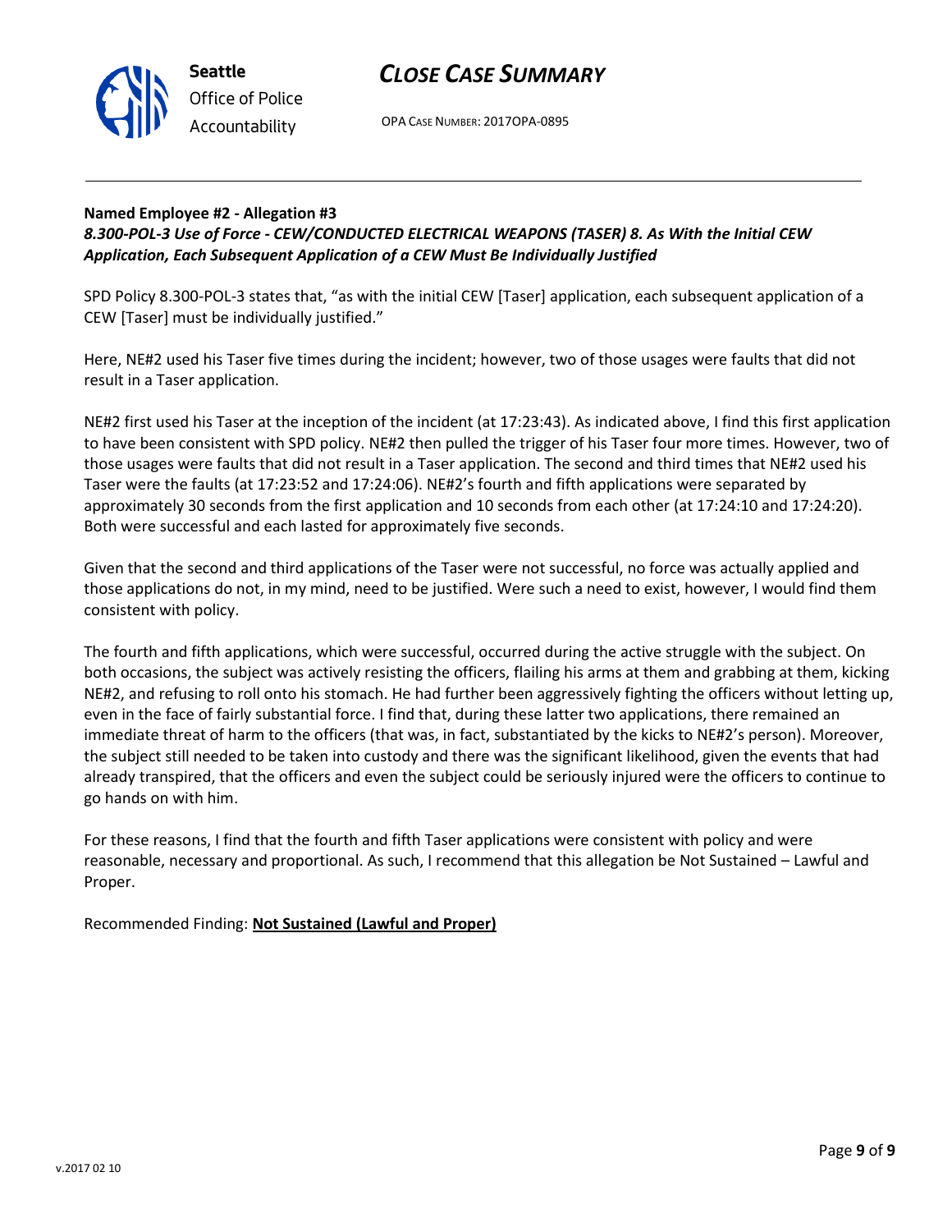**Named Employee #2 - Allegation #3**
***8.300-POL-3 Use of Force - CEW/CONDUCTED ELECTRICAL WEAPONS (TASER) 8. As With the Initial CEW Application, Each Subsequent Application of a CEW Must Be Individually Justified***

SPD Policy 8.300-POL-3 states that, "as with the initial CEW [Taser] application, each subsequent application of a CEW [Taser] must be individually justified."

Here, NE#2 used his Taser five times during the incident; however, two of those usages were faults that did not result in a Taser application.

NE#2 first used his Taser at the inception of the incident (at 17:23:43). As indicated above, I find this first application to have been consistent with SPD policy. NE#2 then pulled the trigger of his Taser four more times. However, two of those usages were faults that did not result in a Taser application. The second and third times that NE#2 used his Taser were the faults (at 17:23:52 and 17:24:06). NE#2's fourth and fifth applications were separated by approximately 30 seconds from the first application and 10 seconds from each other (at 17:24:10 and 17:24:20). Both were successful and each lasted for approximately five seconds.

Given that the second and third applications of the Taser were not successful, no force was actually applied and those applications do not, in my mind, need to be justified. Were such a need to exist, however, I would find them consistent with policy.

The fourth and fifth applications, which were successful, occurred during the active struggle with the subject. On both occasions, the subject was actively resisting the officers, flailing his arms at them and grabbing at them, kicking NE#2, and refusing to roll onto his stomach. He had further been aggressively fighting the officers without letting up, even in the face of fairly substantial force. I find that, during these latter two applications, there remained an immediate threat of harm to the officers (that was, in fact, substantiated by the kicks to NE#2's person). Moreover, the subject still needed to be taken into custody and there was the significant likelihood, given the events that had already transpired, that the officers and even the subject could be seriously injured were the officers to continue to go hands on with him.

For these reasons, I find that the fourth and fifth Taser applications were consistent with policy and were reasonable, necessary and proportional. As such, I recommend that this allegation be Not Sustained – Lawful and Proper.

Recommended Finding: **Not Sustained (Lawful and Proper)**